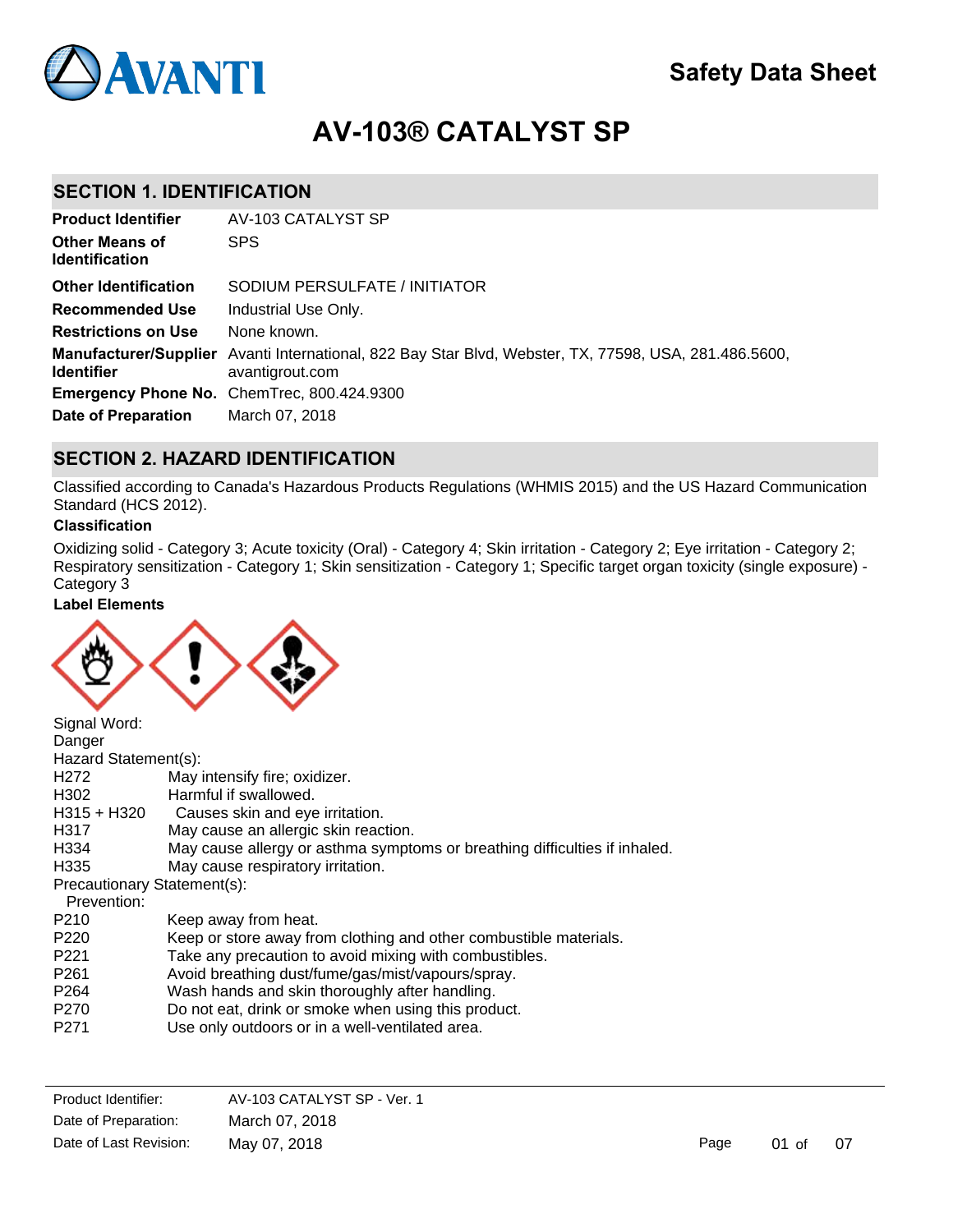# AV-103® CATALYST SP

Safety Data Sheet

## SECTION 1. IDENTIFICATION

| | |
|---|---|
| **Product Identifier** | AV-103 CATALYST SP |
| **Other Means of Identification** | SPS |
| **Other Identification** | SODIUM PERSULFATE / INITIATOR |
| **Recommended Use** | Industrial Use Only. |
| **Restrictions on Use** | None known. |
| **Manufacturer/Supplier Identifier** | Avanti International, 822 Bay Star Blvd, Webster, TX, 77598, USA, 281.486.5600, avantigrout.com |
| **Emergency Phone No.** | ChemTrec, 800.424.9300 |
| **Date of Preparation** | March 07, 2018 |

## SECTION 2. HAZARD IDENTIFICATION

Classified according to Canada's Hazardous Products Regulations (WHMIS 2015) and the US Hazard Communication Standard (HCS 2012).

### Classification

Oxidizing solid - Category 3; Acute toxicity (Oral) - Category 4; Skin irritation - Category 2; Eye irritation - Category 2; Respiratory sensitization - Category 1; Skin sensitization - Category 1; Specific target organ toxicity (single exposure) - Category 3

### Label Elements

Signal Word:
Danger

Hazard Statement(s):

| | |
|---|---|
| H272 | May intensify fire; oxidizer. |
| H302 | Harmful if swallowed. |
| H315 + H320 | Causes skin and eye irritation. |
| H317 | May cause an allergic skin reaction. |
| H334 | May cause allergy or asthma symptoms or breathing difficulties if inhaled. |
| H335 | May cause respiratory irritation. |

Precautionary Statement(s):

Prevention:

| | |
|---|---|
| P210 | Keep away from heat. |
| P220 | Keep or store away from clothing and other combustible materials. |
| P221 | Take any precaution to avoid mixing with combustibles. |
| P261 | Avoid breathing dust/fume/gas/mist/vapours/spray. |
| P264 | Wash hands and skin thoroughly after handling. |
| P270 | Do not eat, drink or smoke when using this product. |
| P271 | Use only outdoors or in a well-ventilated area. |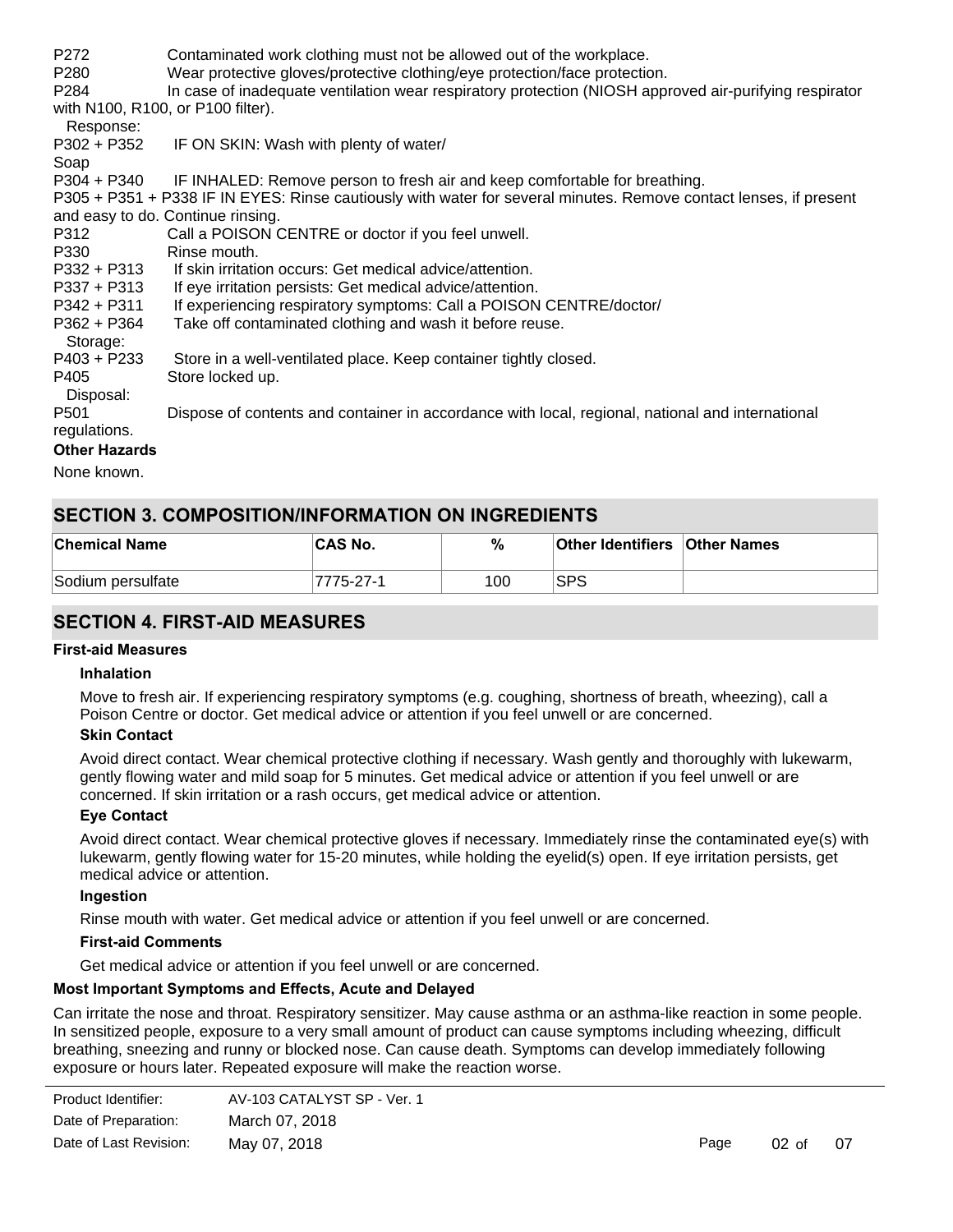P272 Contaminated work clothing must not be allowed out of the workplace.
P280 Wear protective gloves/protective clothing/eye protection/face protection.
P284 In case of inadequate ventilation wear respiratory protection (NIOSH approved air-purifying respirator with N100, R100, or P100 filter).

Response:

P302 + P352 IF ON SKIN: Wash with plenty of water/ Soap
P304 + P340 IF INHALED: Remove person to fresh air and keep comfortable for breathing.
P305 + P351 + P338 IF IN EYES: Rinse cautiously with water for several minutes. Remove contact lenses, if present and easy to do. Continue rinsing.
P312 Call a POISON CENTRE or doctor if you feel unwell.
P330 Rinse mouth.
P332 + P313 If skin irritation occurs: Get medical advice/attention.
P337 + P313 If eye irritation persists: Get medical advice/attention.
P342 + P311 If experiencing respiratory symptoms: Call a POISON CENTRE/doctor/
P362 + P364 Take off contaminated clothing and wash it before reuse.

Storage:

P403 + P233 Store in a well-ventilated place. Keep container tightly closed.
P405 Store locked up.

Disposal:

P501 Dispose of contents and container in accordance with local, regional, national and international regulations.

**Other Hazards**

None known.

## SECTION 3. COMPOSITION/INFORMATION ON INGREDIENTS

| Chemical Name | CAS No. | % | Other Identifiers | Other Names |
|---|---|---|---|---|
| Sodium persulfate | 7775-27-1 | 100 | SPS | |

## SECTION 4. FIRST-AID MEASURES

**First-aid Measures**

**Inhalation**

Move to fresh air. If experiencing respiratory symptoms (e.g. coughing, shortness of breath, wheezing), call a Poison Centre or doctor. Get medical advice or attention if you feel unwell or are concerned.

**Skin Contact**

Avoid direct contact. Wear chemical protective clothing if necessary. Wash gently and thoroughly with lukewarm, gently flowing water and mild soap for 5 minutes. Get medical advice or attention if you feel unwell or are concerned. If skin irritation or a rash occurs, get medical advice or attention.

**Eye Contact**

Avoid direct contact. Wear chemical protective gloves if necessary. Immediately rinse the contaminated eye(s) with lukewarm, gently flowing water for 15-20 minutes, while holding the eyelid(s) open. If eye irritation persists, get medical advice or attention.

**Ingestion**

Rinse mouth with water. Get medical advice or attention if you feel unwell or are concerned.

**First-aid Comments**

Get medical advice or attention if you feel unwell or are concerned.

**Most Important Symptoms and Effects, Acute and Delayed**

Can irritate the nose and throat. Respiratory sensitizer. May cause asthma or an asthma-like reaction in some people. In sensitized people, exposure to a very small amount of product can cause symptoms including wheezing, difficult breathing, sneezing and runny or blocked nose. Can cause death. Symptoms can develop immediately following exposure or hours later. Repeated exposure will make the reaction worse.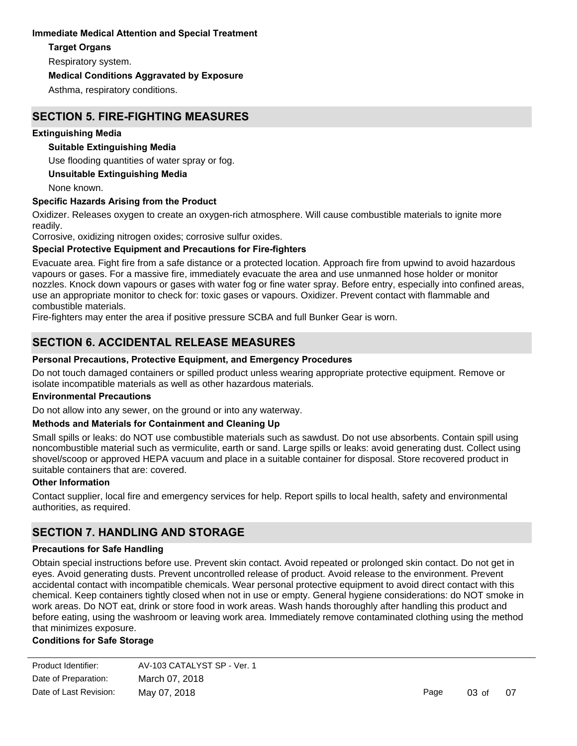**Immediate Medical Attention and Special Treatment**

**Target Organs**

Respiratory system.

**Medical Conditions Aggravated by Exposure**

Asthma, respiratory conditions.

## SECTION 5. FIRE-FIGHTING MEASURES

**Extinguishing Media**

**Suitable Extinguishing Media**

Use flooding quantities of water spray or fog.

**Unsuitable Extinguishing Media**

None known.

**Specific Hazards Arising from the Product**

Oxidizer. Releases oxygen to create an oxygen-rich atmosphere. Will cause combustible materials to ignite more readily.
Corrosive, oxidizing nitrogen oxides; corrosive sulfur oxides.

**Special Protective Equipment and Precautions for Fire-fighters**

Evacuate area. Fight fire from a safe distance or a protected location. Approach fire from upwind to avoid hazardous vapours or gases. For a massive fire, immediately evacuate the area and use unmanned hose holder or monitor nozzles. Knock down vapours or gases with water fog or fine water spray. Before entry, especially into confined areas, use an appropriate monitor to check for: toxic gases or vapours. Oxidizer. Prevent contact with flammable and combustible materials.
Fire-fighters may enter the area if positive pressure SCBA and full Bunker Gear is worn.

## SECTION 6. ACCIDENTAL RELEASE MEASURES

**Personal Precautions, Protective Equipment, and Emergency Procedures**

Do not touch damaged containers or spilled product unless wearing appropriate protective equipment. Remove or isolate incompatible materials as well as other hazardous materials.

**Environmental Precautions**

Do not allow into any sewer, on the ground or into any waterway.

**Methods and Materials for Containment and Cleaning Up**

Small spills or leaks: do NOT use combustible materials such as sawdust. Do not use absorbents. Contain spill using noncombustible material such as vermiculite, earth or sand. Large spills or leaks: avoid generating dust. Collect using shovel/scoop or approved HEPA vacuum and place in a suitable container for disposal. Store recovered product in suitable containers that are: covered.

**Other Information**

Contact supplier, local fire and emergency services for help. Report spills to local health, safety and environmental authorities, as required.

## SECTION 7. HANDLING AND STORAGE

**Precautions for Safe Handling**

Obtain special instructions before use. Prevent skin contact. Avoid repeated or prolonged skin contact. Do not get in eyes. Avoid generating dusts. Prevent uncontrolled release of product. Avoid release to the environment. Prevent accidental contact with incompatible chemicals. Wear personal protective equipment to avoid direct contact with this chemical. Keep containers tightly closed when not in use or empty. General hygiene considerations: do NOT smoke in work areas. Do NOT eat, drink or store food in work areas. Wash hands thoroughly after handling this product and before eating, using the washroom or leaving work area. Immediately remove contaminated clothing using the method that minimizes exposure.

**Conditions for Safe Storage**

| Product Identifier: | AV-103 CATALYST SP - Ver. 1 |
| --- | --- |
| Date of Preparation: | March 07, 2018 |
| Date of Last Revision: | May 07, 2018 |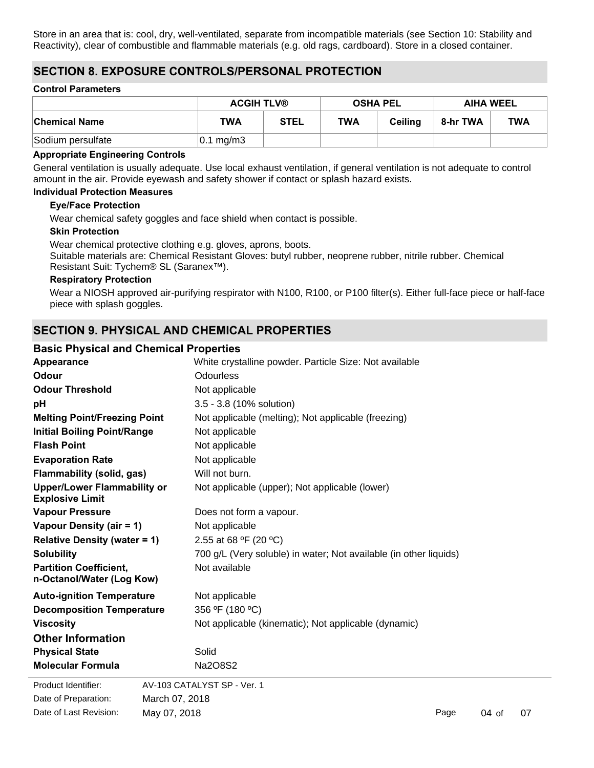Store in an area that is: cool, dry, well-ventilated, separate from incompatible materials (see Section 10: Stability and Reactivity), clear of combustible and flammable materials (e.g. old rags, cardboard). Store in a closed container.

## SECTION 8. EXPOSURE CONTROLS/PERSONAL PROTECTION

### Control Parameters

| | ACGIH TLV® | | OSHA PEL | | AIHA WEEL | |
|---|---|---|---|---|---|---|
| **Chemical Name** | **TWA** | **STEL** | **TWA** | **Ceiling** | **8-hr TWA** | **TWA** |
| Sodium persulfate | 0.1 mg/m3 | | | | | |

### Appropriate Engineering Controls

General ventilation is usually adequate. Use local exhaust ventilation, if general ventilation is not adequate to control amount in the air. Provide eyewash and safety shower if contact or splash hazard exists.

### Individual Protection Measures

**Eye/Face Protection**

Wear chemical safety goggles and face shield when contact is possible.

**Skin Protection**

Wear chemical protective clothing e.g. gloves, aprons, boots.
Suitable materials are: Chemical Resistant Gloves: butyl rubber, neoprene rubber, nitrile rubber. Chemical Resistant Suit: Tychem® SL (Saranex™).

**Respiratory Protection**

Wear a NIOSH approved air-purifying respirator with N100, R100, or P100 filter(s). Either full-face piece or half-face piece with splash goggles.

## SECTION 9. PHYSICAL AND CHEMICAL PROPERTIES

### Basic Physical and Chemical Properties

**Appearance**: White crystalline powder. Particle Size: Not available

**Odour**: Odourless

**Odour Threshold**: Not applicable

**pH**: 3.5 - 3.8 (10% solution)

**Melting Point/Freezing Point**: Not applicable (melting); Not applicable (freezing)

**Initial Boiling Point/Range**: Not applicable

**Flash Point**: Not applicable

**Evaporation Rate**: Not applicable

**Flammability (solid, gas)**: Will not burn.

**Upper/Lower Flammability or Explosive Limit**: Not applicable (upper); Not applicable (lower)

**Vapour Pressure**: Does not form a vapour.

**Vapour Density (air = 1)**: Not applicable

**Relative Density (water = 1)**: 2.55 at 68 ºF (20 ºC)

**Solubility**: 700 g/L (Very soluble) in water; Not available (in other liquids)

**Partition Coefficient, n-Octanol/Water (Log Kow)**: Not available

**Auto-ignition Temperature**: Not applicable

**Decomposition Temperature**: 356 ºF (180 ºC)

**Viscosity**: Not applicable (kinematic); Not applicable (dynamic)

### Other Information

**Physical State**: Solid

**Molecular Formula**: $Na_2O_8S_2$

Product Identifier: AV-103 CATALYST SP - Ver. 1
Date of Preparation: March 07, 2018
Date of Last Revision: May 07, 2018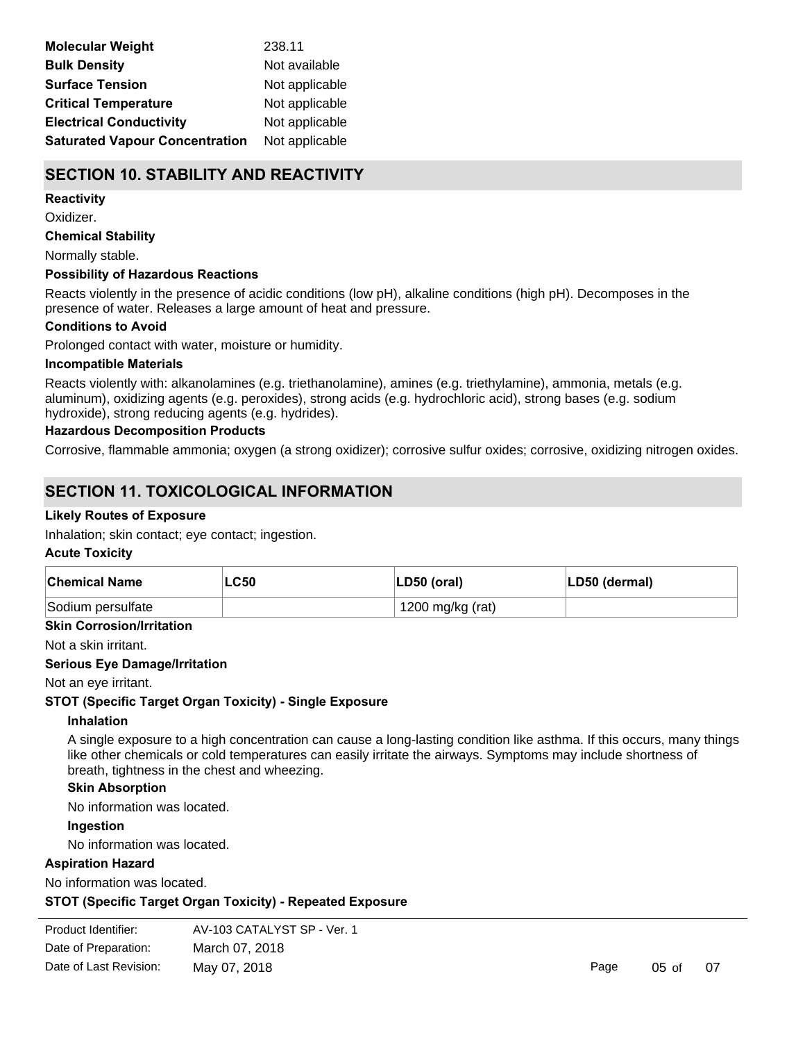| | |
|---|---|
| **Molecular Weight** | 238.11 |
| **Bulk Density** | Not available |
| **Surface Tension** | Not applicable |
| **Critical Temperature** | Not applicable |
| **Electrical Conductivity** | Not applicable |
| **Saturated Vapour Concentration** | Not applicable |

## SECTION 10. STABILITY AND REACTIVITY

**Reactivity**

Oxidizer.

**Chemical Stability**

Normally stable.

**Possibility of Hazardous Reactions**

Reacts violently in the presence of acidic conditions (low pH), alkaline conditions (high pH). Decomposes in the presence of water. Releases a large amount of heat and pressure.

**Conditions to Avoid**

Prolonged contact with water, moisture or humidity.

**Incompatible Materials**

Reacts violently with: alkanolamines (e.g. triethanolamine), amines (e.g. triethylamine), ammonia, metals (e.g. aluminum), oxidizing agents (e.g. peroxides), strong acids (e.g. hydrochloric acid), strong bases (e.g. sodium hydroxide), strong reducing agents (e.g. hydrides).

**Hazardous Decomposition Products**

Corrosive, flammable ammonia; oxygen (a strong oxidizer); corrosive sulfur oxides; corrosive, oxidizing nitrogen oxides.

## SECTION 11. TOXICOLOGICAL INFORMATION

**Likely Routes of Exposure**

Inhalation; skin contact; eye contact; ingestion.

**Acute Toxicity**

| Chemical Name | LC50 | LD50 (oral) | LD50 (dermal) |
|---|---|---|---|
| Sodium persulfate | | 1200 mg/kg (rat) | |

**Skin Corrosion/Irritation**

Not a skin irritant.

**Serious Eye Damage/Irritation**

Not an eye irritant.

**STOT (Specific Target Organ Toxicity) - Single Exposure**

**Inhalation**

A single exposure to a high concentration can cause a long-lasting condition like asthma. If this occurs, many things like other chemicals or cold temperatures can easily irritate the airways. Symptoms may include shortness of breath, tightness in the chest and wheezing.

**Skin Absorption**

No information was located.

**Ingestion**

No information was located.

**Aspiration Hazard**

No information was located.

**STOT (Specific Target Organ Toxicity) - Repeated Exposure**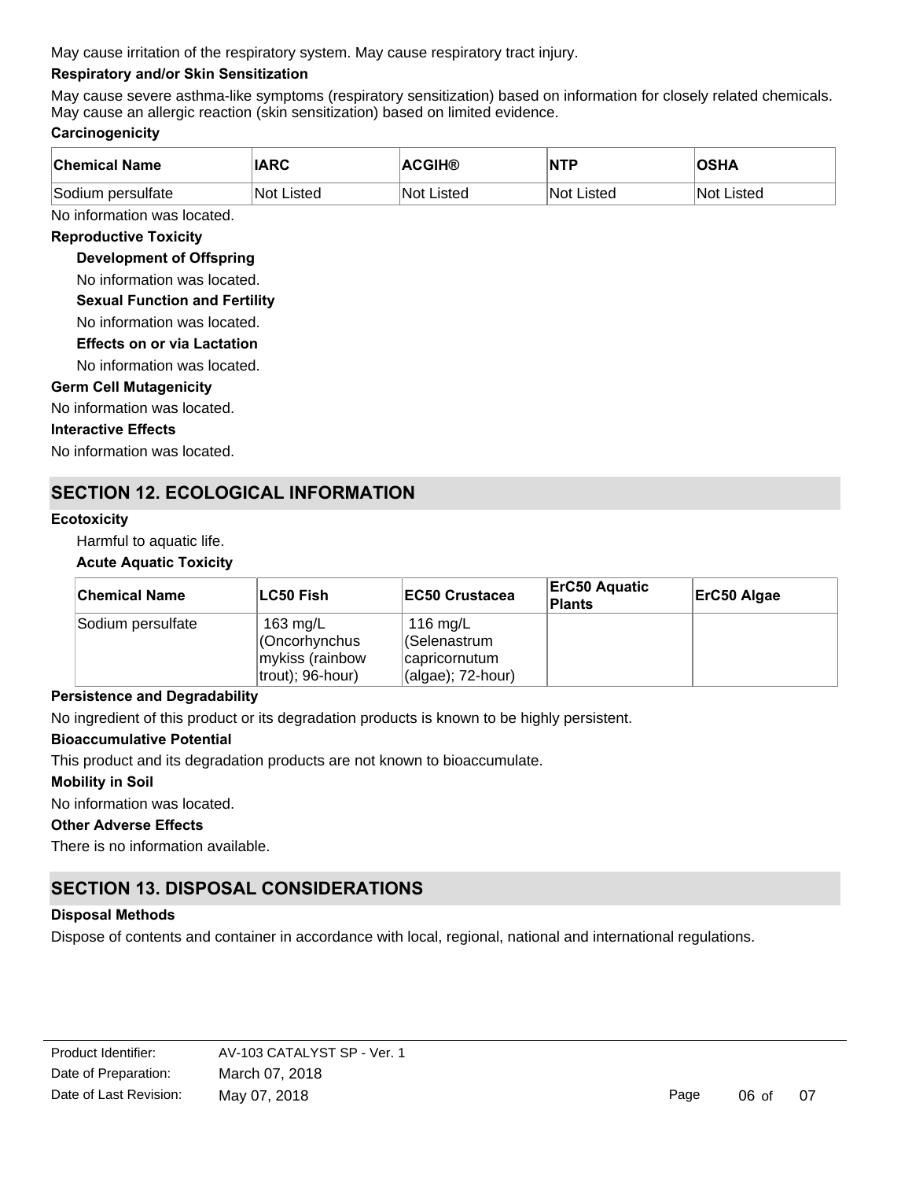May cause irritation of the respiratory system. May cause respiratory tract injury.

**Respiratory and/or Skin Sensitization**

May cause severe asthma-like symptoms (respiratory sensitization) based on information for closely related chemicals. May cause an allergic reaction (skin sensitization) based on limited evidence.

**Carcinogenicity**

| Chemical Name | IARC | ACGIH® | NTP | OSHA |
|---|---|---|---|---|
| Sodium persulfate | Not Listed | Not Listed | Not Listed | Not Listed |

No information was located.

**Reproductive Toxicity**

**Development of Offspring**

No information was located.

**Sexual Function and Fertility**

No information was located.

**Effects on or via Lactation**

No information was located.

**Germ Cell Mutagenicity**

No information was located.

**Interactive Effects**

No information was located.

## SECTION 12. ECOLOGICAL INFORMATION

**Ecotoxicity**

Harmful to aquatic life.

**Acute Aquatic Toxicity**

| Chemical Name | LC50 Fish | EC50 Crustacea | ErC50 Aquatic Plants | ErC50 Algae |
|---|---|---|---|---|
| Sodium persulfate | 163 mg/L (Oncorhynchus mykiss (rainbow trout); 96-hour) | 116 mg/L (Selenastrum capricornutum (algae); 72-hour) | | |

**Persistence and Degradability**

No ingredient of this product or its degradation products is known to be highly persistent.

**Bioaccumulative Potential**

This product and its degradation products are not known to bioaccumulate.

**Mobility in Soil**

No information was located.

**Other Adverse Effects**

There is no information available.

## SECTION 13. DISPOSAL CONSIDERATIONS

**Disposal Methods**

Dispose of contents and container in accordance with local, regional, national and international regulations.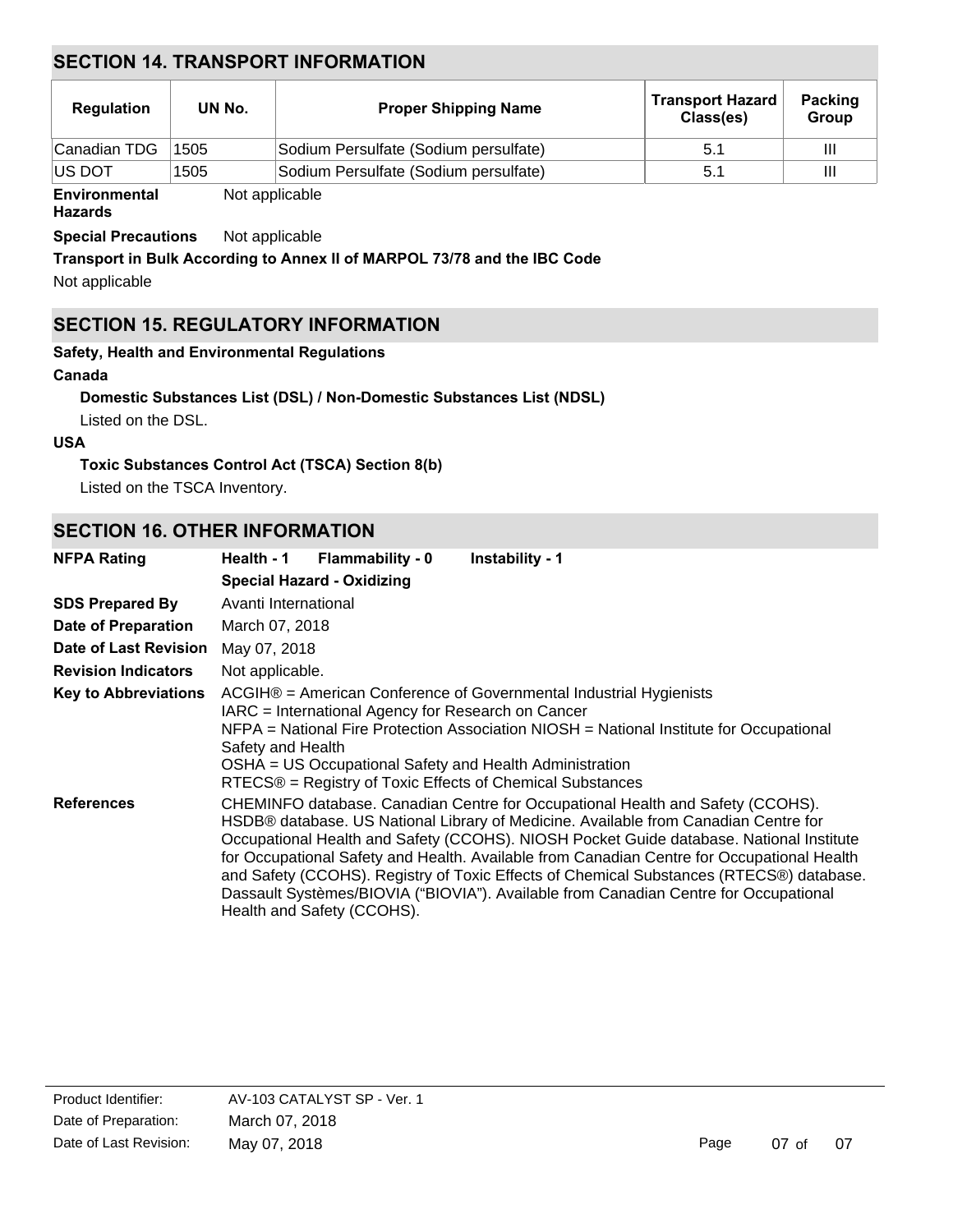## SECTION 14. TRANSPORT INFORMATION

| Regulation | UN No. | Proper Shipping Name | Transport Hazard Class(es) | Packing Group |
|---|---|---|---|---|
| Canadian TDG | 1505 | Sodium Persulfate (Sodium persulfate) | 5.1 | III |
| US DOT | 1505 | Sodium Persulfate (Sodium persulfate) | 5.1 | III |

**Environmental Hazards** Not applicable

**Special Precautions** Not applicable

**Transport in Bulk According to Annex II of MARPOL 73/78 and the IBC Code**

Not applicable

## SECTION 15. REGULATORY INFORMATION

**Safety, Health and Environmental Regulations**

**Canada**

**Domestic Substances List (DSL) / Non-Domestic Substances List (NDSL)**

Listed on the DSL.

**USA**

**Toxic Substances Control Act (TSCA) Section 8(b)**

Listed on the TSCA Inventory.

## SECTION 16. OTHER INFORMATION

**NFPA Rating** **Health - 1** **Flammability - 0** **Instability - 1**
**Special Hazard - Oxidizing**

**SDS Prepared By** Avanti International

**Date of Preparation** March 07, 2018

**Date of Last Revision** May 07, 2018

**Revision Indicators** Not applicable.

**Key to Abbreviations** ACGIH® = American Conference of Governmental Industrial Hygienists
IARC = International Agency for Research on Cancer
NFPA = National Fire Protection Association NIOSH = National Institute for Occupational Safety and Health
OSHA = US Occupational Safety and Health Administration
RTECS® = Registry of Toxic Effects of Chemical Substances

**References** CHEMINFO database. Canadian Centre for Occupational Health and Safety (CCOHS). HSDB® database. US National Library of Medicine. Available from Canadian Centre for Occupational Health and Safety (CCOHS). NIOSH Pocket Guide database. National Institute for Occupational Safety and Health. Available from Canadian Centre for Occupational Health and Safety (CCOHS). Registry of Toxic Effects of Chemical Substances (RTECS®) database. Dassault Systèmes/BIOVIA ("BIOVIA"). Available from Canadian Centre for Occupational Health and Safety (CCOHS).